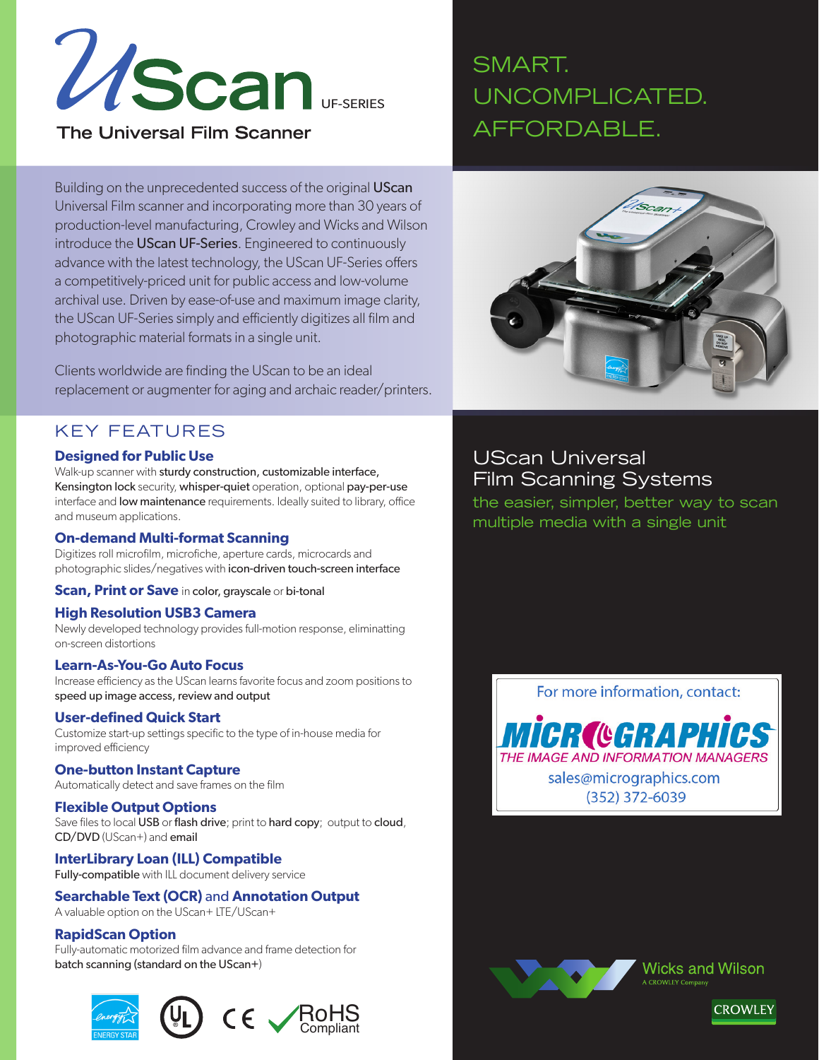# UScan UF-SERIES

## The Universal Film Scanner

SMART.
UNCOMPLICATED.
AFFORDABLE.

Building on the unprecedented success of the original **UScan** Universal Film scanner and incorporating more than 30 years of production-level manufacturing, Crowley and Wicks and Wilson introduce the **UScan UF-Series**. Engineered to continuously advance with the latest technology, the UScan UF-Series offers a competitively-priced unit for public access and low-volume archival use. Driven by ease-of-use and maximum image clarity, the UScan UF-Series simply and efficiently digitizes all film and photographic material formats in a single unit.

Clients worldwide are finding the UScan to be an ideal replacement or augmenter for aging and archaic reader/printers.

## KEY FEATURES

### Designed for Public Use

Walk-up scanner with **sturdy construction, customizable interface, Kensington lock** security, **whisper-quiet** operation, optional **pay-per-use** interface and **low maintenance** requirements. Ideally suited to library, office and museum applications.

### On-demand Multi-format Scanning

Digitizes roll microfilm, microfiche, aperture cards, microcards and photographic slides/negatives with **icon-driven touch-screen interface**

### Scan, Print or Save in **color, grayscale** or **bi-tonal**

### High Resolution USB3 Camera

Newly developed technology provides full-motion response, eliminatting on-screen distortions

### Learn-As-You-Go Auto Focus

Increase efficiency as the UScan learns favorite focus and zoom positions to **speed up image access, review and output**

### User-defined Quick Start

Customize start-up settings specific to the type of in-house media for improved efficiency

### One-button Instant Capture

Automatically detect and save frames on the film

### Flexible Output Options

Save files to local **USB** or **flash drive**; print to **hard copy**; output to **cloud**, **CD/DVD** (UScan+) and **email**

### InterLibrary Loan (ILL) Compatible

**Fully-compatible** with ILL document delivery service

### Searchable Text (OCR) and Annotation Output

A valuable option on the UScan+ LTE/UScan+

### RapidScan Option

Fully-automatic motorized film advance and frame detection for **batch scanning (standard on the UScan+)**

ENERGY STAR · UL · CE · RoHS Compliant

## UScan Universal Film Scanning Systems

the easier, simpler, better way to scan multiple media with a single unit

For more information, contact:

**MICROGRAPHICS**
THE IMAGE AND INFORMATION MANAGERS
sales@micrographics.com
(352) 372-6039

Wicks and Wilson
A CROWLEY Company

CROWLEY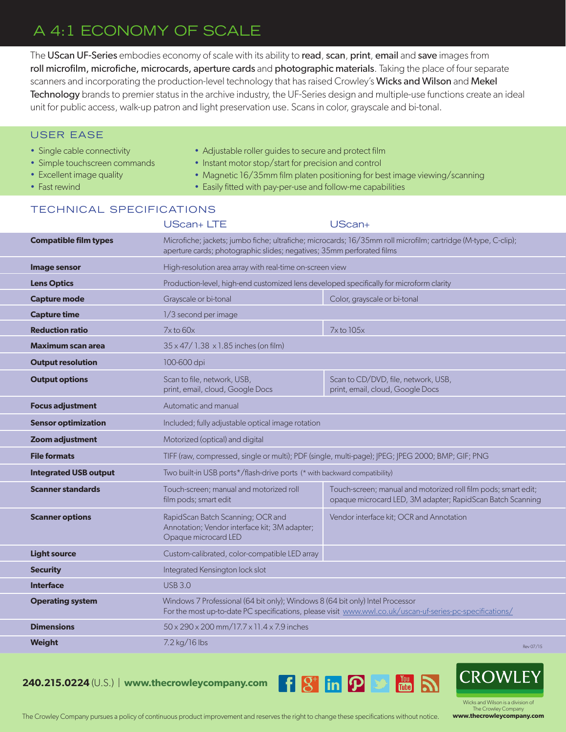# A 4:1 ECONOMY OF SCALE

The **UScan UF-Series** embodies economy of scale with its ability to **read**, **scan**, **print**, **email** and **save** images from **roll microfilm, microfiche, microcards, aperture cards** and **photographic materials**. Taking the place of four separate scanners and incorporating the production-level technology that has raised Crowley's **Wicks and Wilson** and **Mekel Technology** brands to premier status in the archive industry, the UF-Series design and multiple-use functions create an ideal unit for public access, walk-up patron and light preservation use. Scans in color, grayscale and bi-tonal.

## USER EASE

- Single cable connectivity
- Simple touchscreen commands
- Excellent image quality
- Fast rewind
- Adjustable roller guides to secure and protect film
- Instant motor stop/start for precision and control
- Magnetic 16/35mm film platen positioning for best image viewing/scanning
- Easily fitted with pay-per-use and follow-me capabilities

## TECHNICAL SPECIFICATIONS

| | UScan+ LTE | UScan+ |
|---|---|---|
| **Compatible film types** | Microfiche; jackets; jumbo fiche; ultrafiche; microcards; 16/35mm roll microfilm; cartridge (M-type, C-clip); aperture cards; photographic slides; negatives; 35mm perforated films | |
| **Image sensor** | High-resolution area array with real-time on-screen view | |
| **Lens Optics** | Production-level, high-end customized lens developed specifically for microform clarity | |
| **Capture mode** | Grayscale or bi-tonal | Color, grayscale or bi-tonal |
| **Capture time** | 1/3 second per image | |
| **Reduction ratio** | 7x to 60x | 7x to 105x |
| **Maximum scan area** | 35 x 47/ 1.38 x 1.85 inches (on film) | |
| **Output resolution** | 100-600 dpi | |
| **Output options** | Scan to file, network, USB, print, email, cloud, Google Docs | Scan to CD/DVD, file, network, USB, print, email, cloud, Google Docs |
| **Focus adjustment** | Automatic and manual | |
| **Sensor optimization** | Included; fully adjustable optical image rotation | |
| **Zoom adjustment** | Motorized (optical) and digital | |
| **File formats** | TIFF (raw, compressed, single or multi); PDF (single, multi-page); JPEG; JPEG 2000; BMP; GIF; PNG | |
| **Integrated USB output** | Two built-in USB ports*/flash-drive ports (* with backward compatibility) | |
| **Scanner standards** | Touch-screen; manual and motorized roll film pods; smart edit | Touch-screen; manual and motorized roll film pods; smart edit; opaque microcard LED, 3M adapter; RapidScan Batch Scanning |
| **Scanner options** | RapidScan Batch Scanning; OCR and Annotation; Vendor interface kit; 3M adapter; Opaque microcard LED | Vendor interface kit; OCR and Annotation |
| **Light source** | Custom-calibrated, color-compatible LED array | |
| **Security** | Integrated Kensington lock slot | |
| **Interface** | USB 3.0 | |
| **Operating system** | Windows 7 Professional (64 bit only); Windows 8 (64 bit only) Intel Processor<br>For the most up-to-date PC specifications, please visit www.wwl.co.uk/uscan-uf-series-pc-specifications/ | |
| **Dimensions** | 50 x 290 x 200 mm/17.7 x 11.4 x 7.9 inches | |
| **Weight** | 7.2 kg/16 lbs | |

Rev 07/15

**240.215.0224** (U.S.) | **www.thecrowleycompany.com**

CROWLEY

Wicks and Wilson is a division of The Crowley Company
**www.thecrowleycompany.com**

The Crowley Company pursues a policy of continuous product improvement and reserves the right to change these specifications without notice.